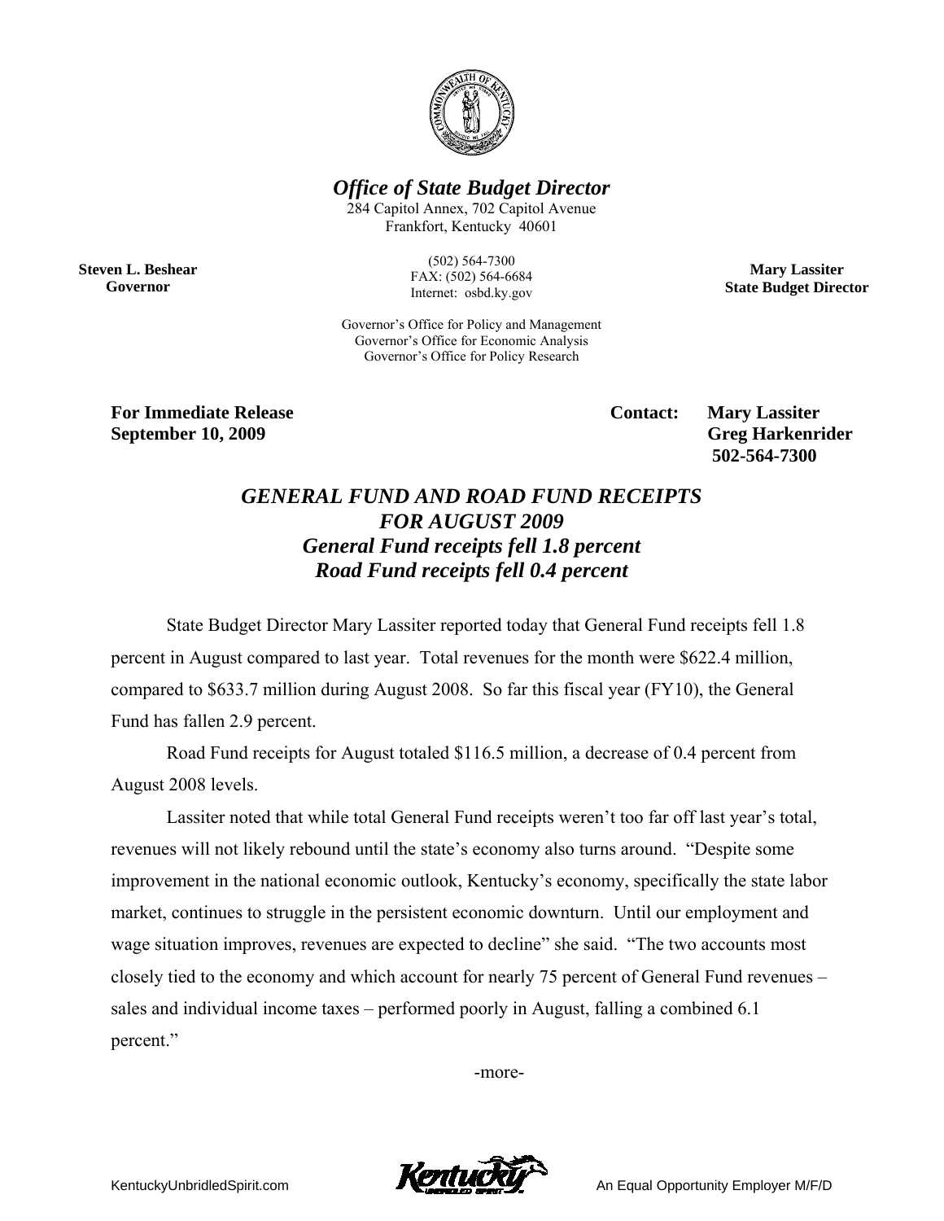***Office of State Budget Director***

284 Capitol Annex, 702 Capitol Avenue
Frankfort, Kentucky 40601

(502) 564-7300
FAX: (502) 564-6684
Internet: osbd.ky.gov

Governor's Office for Policy and Management
Governor's Office for Economic Analysis
Governor's Office for Policy Research

**Steven L. Beshear**
**Governor**

**Mary Lassiter**
**State Budget Director**

**For Immediate Release**
**September 10, 2009**

**Contact: Mary Lassiter**
**Greg Harkenrider**
**502-564-7300**

## *GENERAL FUND AND ROAD FUND RECEIPTS FOR AUGUST 2009*
## *General Fund receipts fell 1.8 percent*
## *Road Fund receipts fell 0.4 percent*

State Budget Director Mary Lassiter reported today that General Fund receipts fell 1.8 percent in August compared to last year. Total revenues for the month were $622.4 million, compared to $633.7 million during August 2008. So far this fiscal year (FY10), the General Fund has fallen 2.9 percent.

Road Fund receipts for August totaled $116.5 million, a decrease of 0.4 percent from August 2008 levels.

Lassiter noted that while total General Fund receipts weren't too far off last year's total, revenues will not likely rebound until the state's economy also turns around. "Despite some improvement in the national economic outlook, Kentucky's economy, specifically the state labor market, continues to struggle in the persistent economic downturn. Until our employment and wage situation improves, revenues are expected to decline" she said. "The two accounts most closely tied to the economy and which account for nearly 75 percent of General Fund revenues – sales and individual income taxes – performed poorly in August, falling a combined 6.1 percent."

-more-

KentuckyUnbridledSpirit.com

An Equal Opportunity Employer M/F/D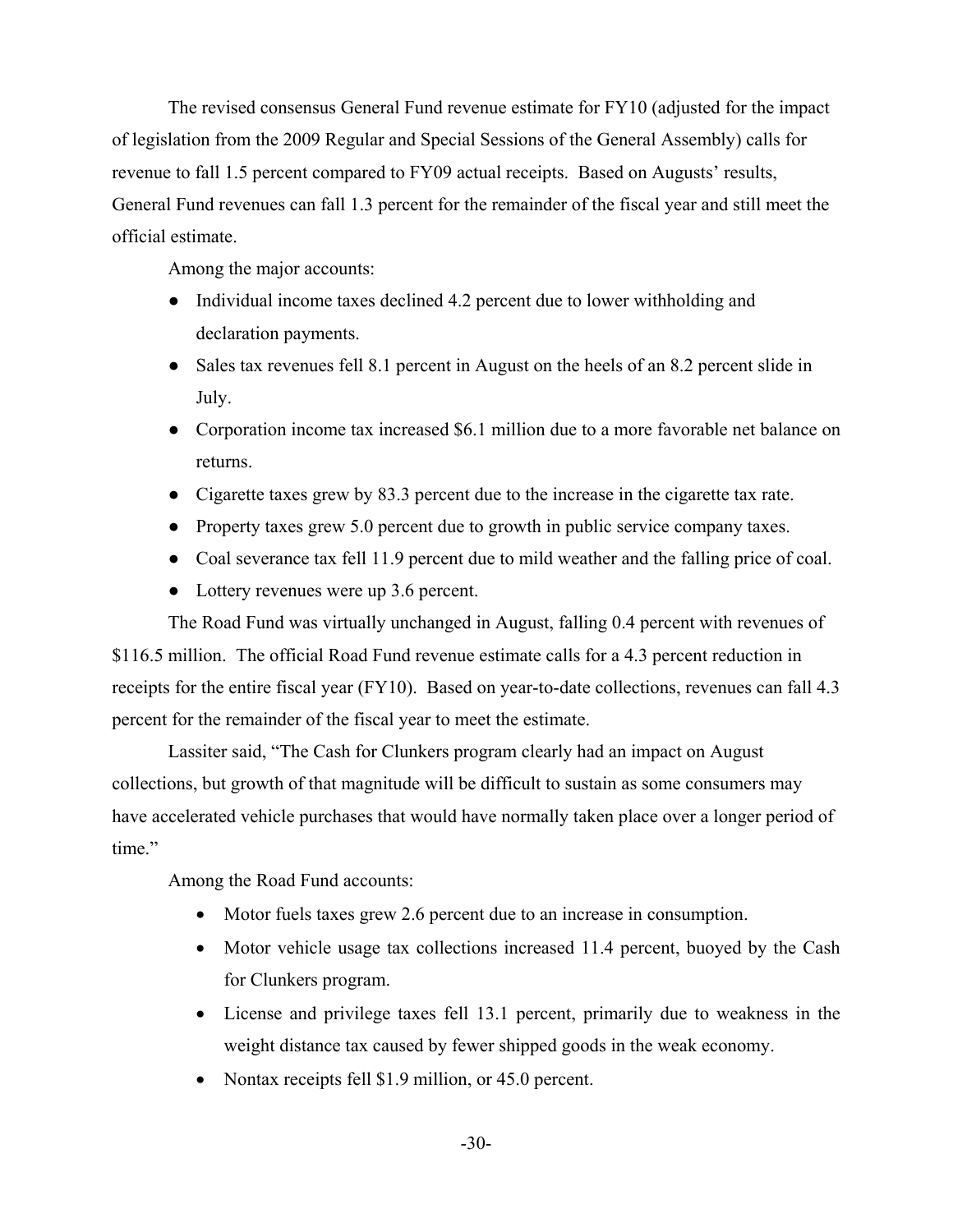The revised consensus General Fund revenue estimate for FY10 (adjusted for the impact of legislation from the 2009 Regular and Special Sessions of the General Assembly) calls for revenue to fall 1.5 percent compared to FY09 actual receipts. Based on Augusts' results, General Fund revenues can fall 1.3 percent for the remainder of the fiscal year and still meet the official estimate.

Among the major accounts:

- Individual income taxes declined 4.2 percent due to lower withholding and declaration payments.
- Sales tax revenues fell 8.1 percent in August on the heels of an 8.2 percent slide in July.
- Corporation income tax increased $6.1 million due to a more favorable net balance on returns.
- Cigarette taxes grew by 83.3 percent due to the increase in the cigarette tax rate.
- Property taxes grew 5.0 percent due to growth in public service company taxes.
- Coal severance tax fell 11.9 percent due to mild weather and the falling price of coal.
- Lottery revenues were up 3.6 percent.

The Road Fund was virtually unchanged in August, falling 0.4 percent with revenues of $116.5 million. The official Road Fund revenue estimate calls for a 4.3 percent reduction in receipts for the entire fiscal year (FY10). Based on year-to-date collections, revenues can fall 4.3 percent for the remainder of the fiscal year to meet the estimate.

Lassiter said, "The Cash for Clunkers program clearly had an impact on August collections, but growth of that magnitude will be difficult to sustain as some consumers may have accelerated vehicle purchases that would have normally taken place over a longer period of time."

Among the Road Fund accounts:

- Motor fuels taxes grew 2.6 percent due to an increase in consumption.
- Motor vehicle usage tax collections increased 11.4 percent, buoyed by the Cash for Clunkers program.
- License and privilege taxes fell 13.1 percent, primarily due to weakness in the weight distance tax caused by fewer shipped goods in the weak economy.
- Nontax receipts fell $1.9 million, or 45.0 percent.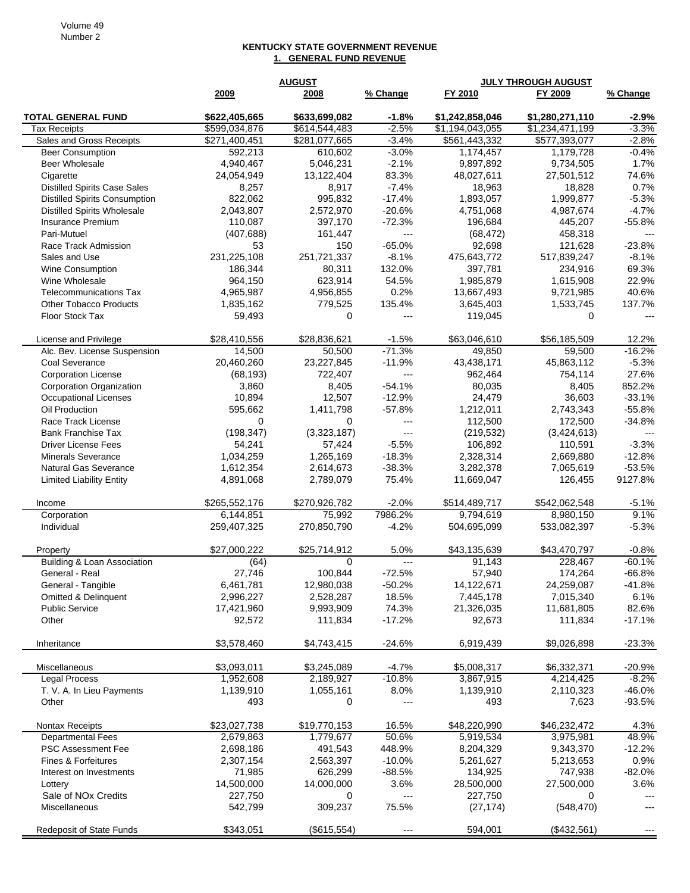**KENTUCKY STATE GOVERNMENT REVENUE**
**1. GENERAL FUND REVENUE**

| | AUGUST | | | JULY THROUGH AUGUST | | |
|---|---|---|---|---|---|---|
| | 2009 | 2008 | % Change | FY 2010 | FY 2009 | % Change |
| **TOTAL GENERAL FUND** | **$622,405,665** | **$633,699,082** | **-1.8%** | **$1,242,858,046** | **$1,280,271,110** | **-2.9%** |
| Tax Receipts | $599,034,876 | $614,544,483 | -2.5% | $1,194,043,055 | $1,234,471,199 | -3.3% |
| Sales and Gross Receipts | $271,400,451 | $281,077,665 | -3.4% | $561,443,332 | $577,393,077 | -2.8% |
| Beer Consumption | 592,213 | 610,602 | -3.0% | 1,174,457 | 1,179,728 | -0.4% |
| Beer Wholesale | 4,940,467 | 5,046,231 | -2.1% | 9,897,892 | 9,734,505 | 1.7% |
| Cigarette | 24,054,949 | 13,122,404 | 83.3% | 48,027,611 | 27,501,512 | 74.6% |
| Distilled Spirits Case Sales | 8,257 | 8,917 | -7.4% | 18,963 | 18,828 | 0.7% |
| Distilled Spirits Consumption | 822,062 | 995,832 | -17.4% | 1,893,057 | 1,999,877 | -5.3% |
| Distilled Spirits Wholesale | 2,043,807 | 2,572,970 | -20.6% | 4,751,068 | 4,987,674 | -4.7% |
| Insurance Premium | 110,087 | 397,170 | -72.3% | 196,684 | 445,207 | -55.8% |
| Pari-Mutuel | (407,688) | 161,447 | --- | (68,472) | 458,318 | --- |
| Race Track Admission | 53 | 150 | -65.0% | 92,698 | 121,628 | -23.8% |
| Sales and Use | 231,225,108 | 251,721,337 | -8.1% | 475,643,772 | 517,839,247 | -8.1% |
| Wine Consumption | 186,344 | 80,311 | 132.0% | 397,781 | 234,916 | 69.3% |
| Wine Wholesale | 964,150 | 623,914 | 54.5% | 1,985,879 | 1,615,908 | 22.9% |
| Telecommunications Tax | 4,965,987 | 4,956,855 | 0.2% | 13,667,493 | 9,721,985 | 40.6% |
| Other Tobacco Products | 1,835,162 | 779,525 | 135.4% | 3,645,403 | 1,533,745 | 137.7% |
| Floor Stock Tax | 59,493 | 0 | --- | 119,045 | 0 | --- |
| | | | | | | |
| License and Privilege | $28,410,556 | $28,836,621 | -1.5% | $63,046,610 | $56,185,509 | 12.2% |
| Alc. Bev. License Suspension | 14,500 | 50,500 | -71.3% | 49,850 | 59,500 | -16.2% |
| Coal Severance | 20,460,260 | 23,227,845 | -11.9% | 43,438,171 | 45,863,112 | -5.3% |
| Corporation License | (68,193) | 722,407 | --- | 962,464 | 754,114 | 27.6% |
| Corporation Organization | 3,860 | 8,405 | -54.1% | 80,035 | 8,405 | 852.2% |
| Occupational Licenses | 10,894 | 12,507 | -12.9% | 24,479 | 36,603 | -33.1% |
| Oil Production | 595,662 | 1,411,798 | -57.8% | 1,212,011 | 2,743,343 | -55.8% |
| Race Track License | 0 | 0 | --- | 112,500 | 172,500 | -34.8% |
| Bank Franchise Tax | (198,347) | (3,323,187) | --- | (219,532) | (3,424,613) | --- |
| Driver License Fees | 54,241 | 57,424 | -5.5% | 106,892 | 110,591 | -3.3% |
| Minerals Severance | 1,034,259 | 1,265,169 | -18.3% | 2,328,314 | 2,669,880 | -12.8% |
| Natural Gas Severance | 1,612,354 | 2,614,673 | -38.3% | 3,282,378 | 7,065,619 | -53.5% |
| Limited Liability Entity | 4,891,068 | 2,789,079 | 75.4% | 11,669,047 | 126,455 | 9127.8% |
| | | | | | | |
| Income | $265,552,176 | $270,926,782 | -2.0% | $514,489,717 | $542,062,548 | -5.1% |
| Corporation | 6,144,851 | 75,992 | 7986.2% | 9,794,619 | 8,980,150 | 9.1% |
| Individual | 259,407,325 | 270,850,790 | -4.2% | 504,695,099 | 533,082,397 | -5.3% |
| | | | | | | |
| Property | $27,000,222 | $25,714,912 | 5.0% | $43,135,639 | $43,470,797 | -0.8% |
| Building & Loan Association | (64) | 0 | --- | 91,143 | 228,467 | -60.1% |
| General - Real | 27,746 | 100,844 | -72.5% | 57,940 | 174,264 | -66.8% |
| General - Tangible | 6,461,781 | 12,980,038 | -50.2% | 14,122,671 | 24,259,087 | -41.8% |
| Omitted & Delinquent | 2,996,227 | 2,528,287 | 18.5% | 7,445,178 | 7,015,340 | 6.1% |
| Public Service | 17,421,960 | 9,993,909 | 74.3% | 21,326,035 | 11,681,805 | 82.6% |
| Other | 92,572 | 111,834 | -17.2% | 92,673 | 111,834 | -17.1% |
| | | | | | | |
| Inheritance | $3,578,460 | $4,743,415 | -24.6% | 6,919,439 | $9,026,898 | -23.3% |
| | | | | | | |
| Miscellaneous | $3,093,011 | $3,245,089 | -4.7% | $5,008,317 | $6,332,371 | -20.9% |
| Legal Process | 1,952,608 | 2,189,927 | -10.8% | 3,867,915 | 4,214,425 | -8.2% |
| T. V. A. In Lieu Payments | 1,139,910 | 1,055,161 | 8.0% | 1,139,910 | 2,110,323 | -46.0% |
| Other | 493 | 0 | --- | 493 | 7,623 | -93.5% |
| | | | | | | |
| Nontax Receipts | $23,027,738 | $19,770,153 | 16.5% | $48,220,990 | $46,232,472 | 4.3% |
| Departmental Fees | 2,679,863 | 1,779,677 | 50.6% | 5,919,534 | 3,975,981 | 48.9% |
| PSC Assessment Fee | 2,698,186 | 491,543 | 448.9% | 8,204,329 | 9,343,370 | -12.2% |
| Fines & Forfeitures | 2,307,154 | 2,563,397 | -10.0% | 5,261,627 | 5,213,653 | 0.9% |
| Interest on Investments | 71,985 | 626,299 | -88.5% | 134,925 | 747,938 | -82.0% |
| Lottery | 14,500,000 | 14,000,000 | 3.6% | 28,500,000 | 27,500,000 | 3.6% |
| Sale of NOx Credits | 227,750 | 0 | --- | 227,750 | 0 | --- |
| Miscellaneous | 542,799 | 309,237 | 75.5% | (27,174) | (548,470) | --- |
| | | | | | | |
| Redeposit of State Funds | $343,051 | ($615,554) | --- | 594,001 | ($432,561) | --- |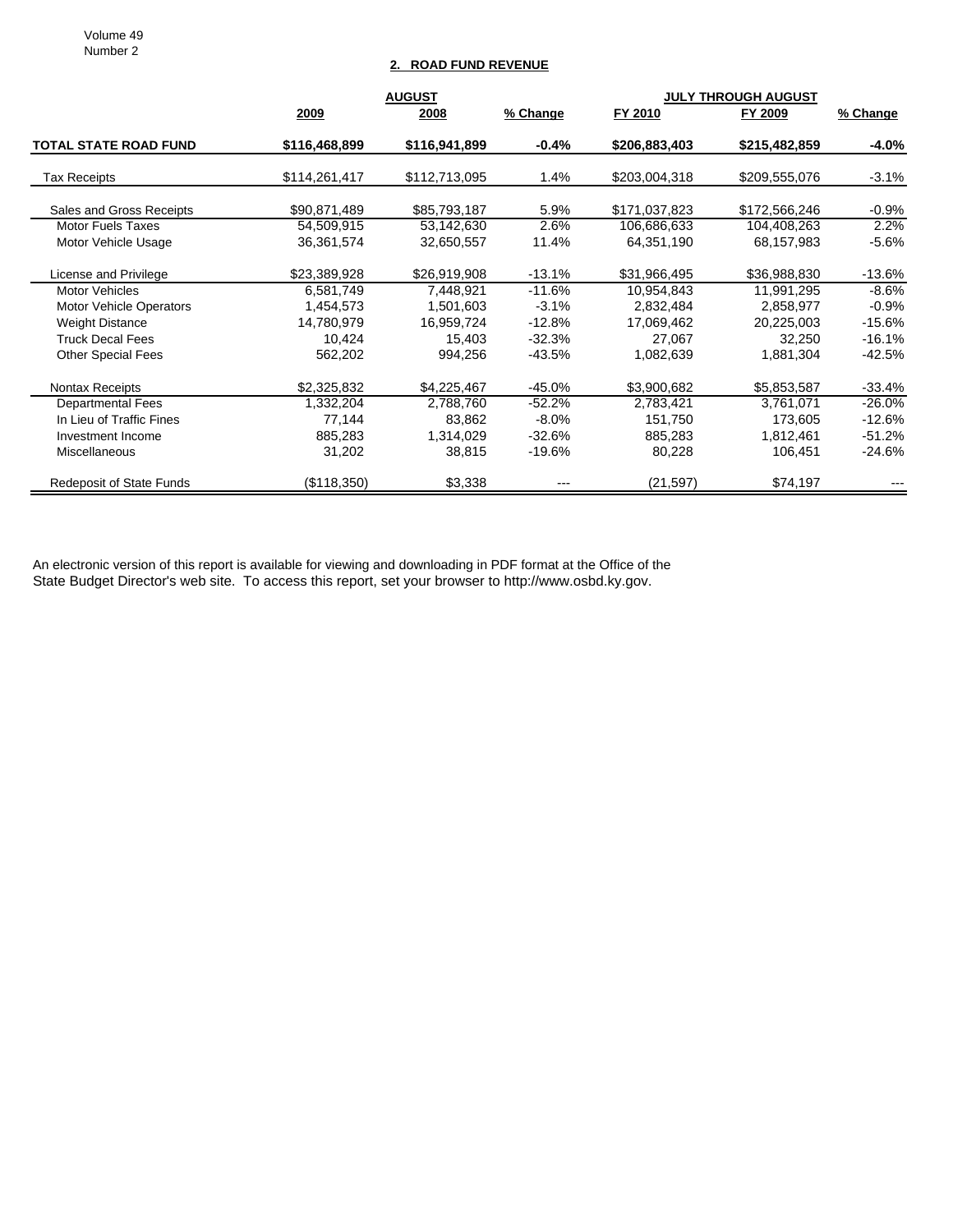## 2. ROAD FUND REVENUE

| | AUGUST | | | JULY THROUGH AUGUST | | |
|---|---|---|---|---|---|---|
| | 2009 | 2008 | % Change | FY 2010 | FY 2009 | % Change |
| **TOTAL STATE ROAD FUND** | **$116,468,899** | **$116,941,899** | **-0.4%** | **$206,883,403** | **$215,482,859** | **-4.0%** |
| Tax Receipts | $114,261,417 | $112,713,095 | 1.4% | $203,004,318 | $209,555,076 | -3.1% |
| Sales and Gross Receipts | $90,871,489 | $85,793,187 | 5.9% | $171,037,823 | $172,566,246 | -0.9% |
| Motor Fuels Taxes | 54,509,915 | 53,142,630 | 2.6% | 106,686,633 | 104,408,263 | 2.2% |
| Motor Vehicle Usage | 36,361,574 | 32,650,557 | 11.4% | 64,351,190 | 68,157,983 | -5.6% |
| License and Privilege | $23,389,928 | $26,919,908 | -13.1% | $31,966,495 | $36,988,830 | -13.6% |
| Motor Vehicles | 6,581,749 | 7,448,921 | -11.6% | 10,954,843 | 11,991,295 | -8.6% |
| Motor Vehicle Operators | 1,454,573 | 1,501,603 | -3.1% | 2,832,484 | 2,858,977 | -0.9% |
| Weight Distance | 14,780,979 | 16,959,724 | -12.8% | 17,069,462 | 20,225,003 | -15.6% |
| Truck Decal Fees | 10,424 | 15,403 | -32.3% | 27,067 | 32,250 | -16.1% |
| Other Special Fees | 562,202 | 994,256 | -43.5% | 1,082,639 | 1,881,304 | -42.5% |
| Nontax Receipts | $2,325,832 | $4,225,467 | -45.0% | $3,900,682 | $5,853,587 | -33.4% |
| Departmental Fees | 1,332,204 | 2,788,760 | -52.2% | 2,783,421 | 3,761,071 | -26.0% |
| In Lieu of Traffic Fines | 77,144 | 83,862 | -8.0% | 151,750 | 173,605 | -12.6% |
| Investment Income | 885,283 | 1,314,029 | -32.6% | 885,283 | 1,812,461 | -51.2% |
| Miscellaneous | 31,202 | 38,815 | -19.6% | 80,228 | 106,451 | -24.6% |
| Redeposit of State Funds | ($118,350) | $3,338 | --- | (21,597) | $74,197 | --- |

An electronic version of this report is available for viewing and downloading in PDF format at the Office of the State Budget Director's web site. To access this report, set your browser to http://www.osbd.ky.gov.